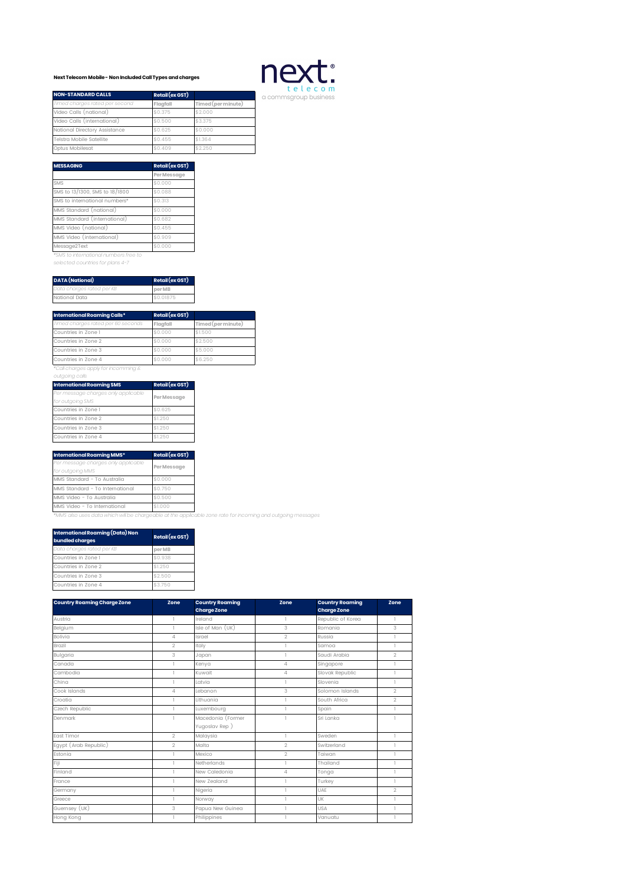**Next Telecom Mobile - Non Included Call Types and charges**

next. telecom
a commsgroup business

| NON-STANDARD CALLS | Retail (ex GST) | |
|---|---|---|
| *Timed charges rated per second* | Flagfall | Timed (per minute) |
| Video Calls (national) | $0.375 | $2.000 |
| Video Calls (international) | $0.500 | $3.375 |
| National Directory Assistance | $0.625 | $0.000 |
| Telstra Mobile Satellite | $0.455 | $1.364 |
| Optus Mobilesat | $0.409 | $2.250 |

| MESSAGING | Retail (ex GST) |
|---|---|
| | Per Message |
| SMS | $0.000 |
| SMS to 13/1300, SMS to 18/1800 | $0.088 |
| SMS to international numbers* | $0.313 |
| MMS Standard (national) | $0.000 |
| MMS Standard (international) | $0.682 |
| MMS Video (national) | $0.455 |
| MMS Video (international) | $0.909 |
| Message2Text | $0.000 |

*\*SMS to international numbers free to selected countries for plans 4-7*

| DATA (National) | Retail (ex GST) |
|---|---|
| *Data charges rated per KB* | per MB |
| National Data | $0.01875 |

| International Roaming Calls* | Retail (ex GST) | |
|---|---|---|
| *Timed charges rated per 60 seconds* | Flagfall | Timed (per minute) |
| Countries in Zone 1 | $0.000 | $1.500 |
| Countries in Zone 2 | $0.000 | $2.500 |
| Countries in Zone 3 | $0.000 | $5.000 |
| Countries in Zone 4 | $0.000 | $6.250 |

*\*Call charges apply for incomming & outgoing calls*

| International Roaming SMS | Retail (ex GST) |
|---|---|
| *Per message charges only applicable for outgoing SMS* | Per Message |
| Countries in Zone 1 | $0.625 |
| Countries in Zone 2 | $1.250 |
| Countries in Zone 3 | $1.250 |
| Countries in Zone 4 | $1.250 |

| International Roaming MMS* | Retail (ex GST) |
|---|---|
| *Per message charges only applicable for outgoing MMS* | Per Message |
| MMS Standard - To Australia | $0.000 |
| MMS Standard - To International | $0.750 |
| MMS Video - To Australia | $0.500 |
| MMS Video - To International | $1.000 |

*\*MMS also uses data which will be chargeable at the applicable zone rate for incoming and outgoing messages*

| International Roaming (Data) Non bundled charges | Retail (ex GST) |
|---|---|
| *Data charges rated per KB* | per MB |
| Countries in Zone 1 | $0.938 |
| Countries in Zone 2 | $1.250 |
| Countries in Zone 3 | $2.500 |
| Countries in Zone 4 | $3.750 |

| Country Roaming Charge Zone | Zone | Country Roaming Charge Zone | Zone | Country Roaming Charge Zone | Zone |
|---|---|---|---|---|---|
| Austria | 1 | Ireland | 1 | Republic of Korea | 1 |
| Belgium | 1 | Isle of Man (UK) | 3 | Romania | 3 |
| Bolivia | 4 | Israel | 2 | Russia | 1 |
| Brazil | 2 | Italy | 1 | Samoa | 1 |
| Bulgaria | 3 | Japan | 1 | Saudi Arabia | 2 |
| Canada | 1 | Kenya | 4 | Singapore | 1 |
| Cambodia | 1 | Kuwait | 4 | Slovak Republic | 1 |
| China | 1 | Latvia | 1 | Slovenia | 1 |
| Cook Islands | 4 | Lebanon | 3 | Solomon Islands | 2 |
| Croatia | 1 | Lithuania | 1 | South Africa | 2 |
| Czech Republic | 1 | Luxembourg | 1 | Spain | 1 |
| Denmark | 1 | Macedonia (Former Yugoslav Rep ) | 1 | Sri Lanka | 1 |
| East Timor | 2 | Malaysia | 1 | Sweden | 1 |
| Egypt (Arab Republic) | 2 | Malta | 2 | Switzerland | 1 |
| Estonia | 1 | Mexico | 2 | Taiwan | 1 |
| Fiji | 1 | Netherlands | 1 | Thailand | 1 |
| Finland | 1 | New Caledonia | 4 | Tonga | 1 |
| France | 1 | New Zealand | 1 | Turkey | 1 |
| Germany | 1 | Nigeria | 1 | UAE | 2 |
| Greece | 1 | Norway | 1 | UK | 1 |
| Guernsey (UK) | 3 | Papua New Guinea | 1 | USA | 1 |
| Hong Kong | 1 | Philippines | 1 | Vanuatu | 1 |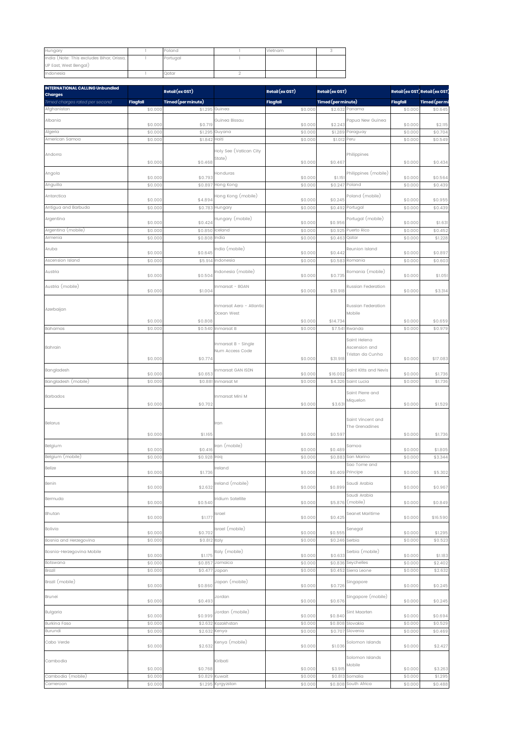| Hungary | 1 | Poland | 1 | Vietnam | 3 |
|---|---|---|---|---|---|
| India (Note: This excludes Bihar, Orissa, UP East, West Bengal) | 1 | Portugal | 1 | | |
| Indonesia | 1 | Qatar | 2 | | |

| **INTERNATIONAL CALLING Unbundled Charges** | **Retail (ex GST)** | | | **Retail (ex GST)** | **Retail (ex GST)** | | **Retail (ex GST)** | **Retail (ex GST)** |
|---|---|---|---|---|---|---|---|---|
| *Timed charges rated per second* | **Flagfall** | **Timed (per minute)** | | **Flagfall** | **Timed (per minute)** | | **Flagfall** | **Timed (per mi** |
| Afghanistan | $0.000 | $1.295 | Guinea | $0.000 | $2.632 | Panama | $0.000 | $0.645 |
| Albania | $0.000 | $0.719 | Guinea Bissau | $0.000 | $2.243 | Papua New Guinea | $0.000 | $2.115 |
| Algeria | $0.000 | $1.295 | Guyana | $0.000 | $1.289 | Paraguay | $0.000 | $0.704 |
| American Samoa | $0.000 | $1.842 | Haiti | $0.000 | $1.012 | Peru | $0.000 | $0.549 |
| Andorra | $0.000 | $0.468 | Holy See (Vatican City State) | $0.000 | $0.467 | Philippines | $0.000 | $0.434 |
| Angola | $0.000 | $0.793 | Honduras | $0.000 | $1.151 | Philippines (mobile) | $0.000 | $0.564 |
| Anguilla | $0.000 | $0.897 | Hong Kong | $0.000 | $0.247 | Poland | $0.000 | $0.439 |
| Antarctica | $0.000 | $4.894 | Hong Kong (mobile) | $0.000 | $0.245 | Poland (mobile) | $0.000 | $0.955 |
| Antigua and Barbuda | $0.000 | $0.783 | Hungary | $0.000 | $0.492 | Portugal | $0.000 | $0.439 |
| Argentina | $0.000 | $0.424 | Hungary (mobile) | $0.000 | $0.956 | Portugal (mobile) | $0.000 | $1.631 |
| Argentina (mobile) | $0.000 | $0.850 | Iceland | $0.000 | $0.925 | Puerto Rico | $0.000 | $0.452 |
| Armenia | $0.000 | $0.808 | India | $0.000 | $0.463 | Qatar | $0.000 | $1.228 |
| Aruba | $0.000 | $0.645 | India (mobile) | $0.000 | $0.442 | Reunion Island | $0.000 | $0.897 |
| Ascension Island | $0.000 | $5.914 | Indonesia | $0.000 | $0.583 | Romania | $0.000 | $0.603 |
| Austria | $0.000 | $0.504 | Indonesia (mobile) | $0.000 | $0.735 | Romania (mobile) | $0.000 | $1.051 |
| Austria (mobile) | $0.000 | $1.004 | Inmarsat - BGAN | $0.000 | $31.918 | Russian Federation | $0.000 | $3.314 |
| Azerbaijan | $0.000 | $0.808 | Inmarsat Aero - Atlantic Ocean West | $0.000 | $14.734 | Russian Federation Mobile | $0.000 | $0.659 |
| Bahamas | $0.000 | $0.540 | Inmarsat B | $0.000 | $7.541 | Rwanda | $0.000 | $0.979 |
| Bahrain | $0.000 | $0.774 | Inmarsat B - Single Num Access Code | $0.000 | $31.918 | Saint Helena Ascension and Tristan da Cunha | $0.000 | $17.083 |
| Bangladesh | $0.000 | $0.653 | Inmarsat GAN ISDN | $0.000 | $16.002 | Saint Kitts and Nevis | $0.000 | $1.736 |
| Bangladesh (mobile) | $0.000 | $0.881 | Inmarsat M | $0.000 | $4.326 | Saint Lucia | $0.000 | $1.736 |
| Barbados | $0.000 | $0.702 | Inmarsat Mini M | $0.000 | $3.631 | Saint Pierre and Miquelon | $0.000 | $1.529 |
| Belarus | $0.000 | $1.165 | Iran | $0.000 | $0.597 | Saint Vincent and The Grenadines | $0.000 | $1.736 |
| Belgium | $0.000 | $0.416 | Iran (mobile) | $0.000 | $0.489 | Samoa | $0.000 | $1.805 |
| Belgium (mobile) | $0.000 | $0.928 | Iraq | $0.000 | $0.883 | San Marino | $0.000 | $3.344 |
| Belize | $0.000 | $1.736 | Ireland | $0.000 | $0.409 | Sao Tome and Principe | $0.000 | $5.302 |
| Benin | $0.000 | $2.632 | Ireland (mobile) | $0.000 | $0.899 | Saudi Arabia | $0.000 | $0.967 |
| Bermuda | $0.000 | $0.540 | Iridium Satellite | $0.000 | $5.876 | Saudi Arabia (mobile) | $0.000 | $0.849 |
| Bhutan | $0.000 | $1.177 | Israel | $0.000 | $0.425 | Seanet Maritime | $0.000 | $16.590 |
| Bolivia | $0.000 | $0.702 | Israel (mobile) | $0.000 | $0.555 | Senegal | $0.000 | $1.295 |
| Bosnia and Herzegovina | $0.000 | $0.812 | Italy | $0.000 | $0.246 | Serbia | $0.000 | $0.523 |
| Bosnia-Herzegovina Mobile | $0.000 | $1.175 | Italy (mobile) | $0.000 | $0.633 | Serbia (mobile) | $0.000 | $1.183 |
| Botswana | $0.000 | $0.857 | Jamaica | $0.000 | $0.836 | Seychelles | $0.000 | $2.402 |
| Brazil | $0.000 | $0.477 | Japan | $0.000 | $0.452 | Sierra Leone | $0.000 | $2.632 |
| Brazil (mobile) | $0.000 | $0.860 | Japan (mobile) | $0.000 | $0.726 | Singapore | $0.000 | $0.245 |
| Brunei | $0.000 | $0.493 | Jordan | $0.000 | $0.676 | Singapore (mobile) | $0.000 | $0.245 |
| Bulgaria | $0.000 | $0.999 | Jordan (mobile) | $0.000 | $0.840 | Sint Maarten | $0.000 | $0.694 |
| Burkina Faso | $0.000 | $2.632 | Kazakhstan | $0.000 | $0.808 | Slovakia | $0.000 | $0.529 |
| Burundi | $0.000 | $2.632 | Kenya | $0.000 | $0.707 | Slovenia | $0.000 | $0.469 |
| Cabo Verde | $0.000 | $2.632 | Kenya (mobile) | $0.000 | $1.036 | Solomon Islands | $0.000 | $2.427 |
| Cambodia | $0.000 | $0.768 | Kiribati | $0.000 | $3.915 | Solomon Islands Mobile | $0.000 | $3.263 |
| Cambodia (mobile) | $0.000 | $0.829 | Kuwait | $0.000 | $0.813 | Somalia | $0.000 | $1.295 |
| Cameroon | $0.000 | $1.295 | Kyrgyzstan | $0.000 | $0.808 | South Africa | $0.000 | $0.488 |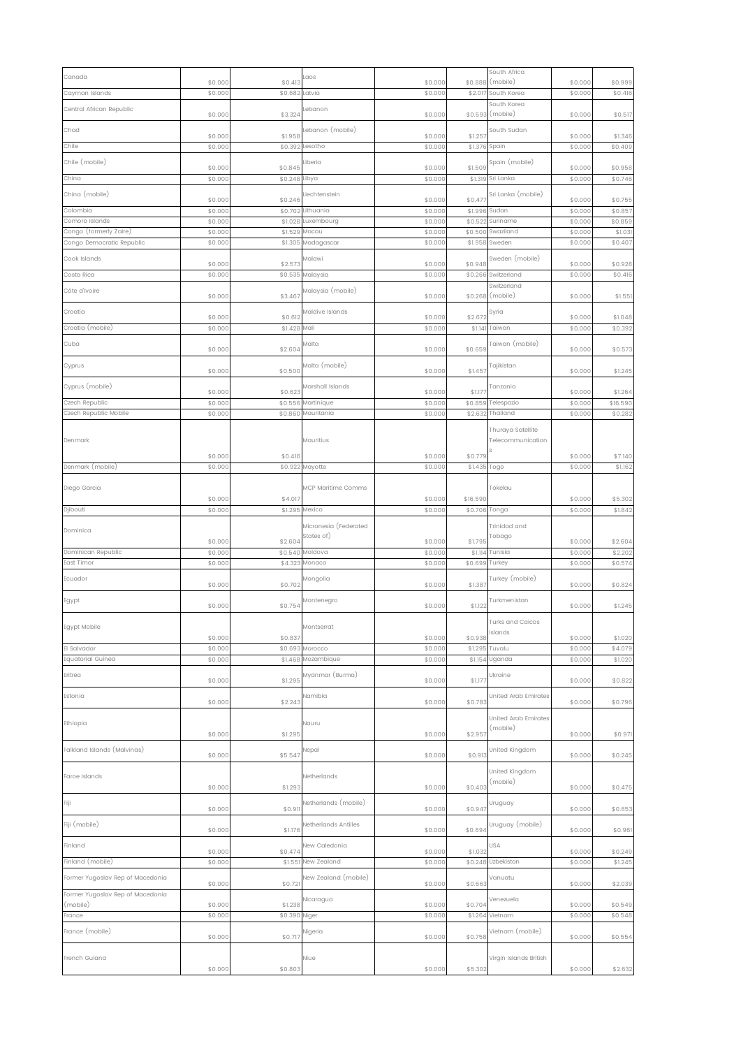| Canada | $0.000 | $0.413 | Laos | $0.000 | $0.888 | South Africa (mobile) | $0.000 | $0.999 |
|---|---|---|---|---|---|---|---|---|
| Cayman Islands | $0.000 | $0.682 | Latvia | $0.000 | $2.017 | South Korea | $0.000 | $0.416 |
| Central African Republic | $0.000 | $3.324 | Lebanon | $0.000 | $0.593 | South Korea (mobile) | $0.000 | $0.517 |
| Chad | $0.000 | $1.958 | Lebanon (mobile) | $0.000 | $1.257 | South Sudan | $0.000 | $1.346 |
| Chile | $0.000 | $0.392 | Lesotho | $0.000 | $1.376 | Spain | $0.000 | $0.409 |
| Chile (mobile) | $0.000 | $0.845 | Liberia | $0.000 | $1.509 | Spain (mobile) | $0.000 | $0.958 |
| China | $0.000 | $0.248 | Libya | $0.000 | $1.319 | Sri Lanka | $0.000 | $0.746 |
| China (mobile) | $0.000 | $0.246 | Liechtenstein | $0.000 | $0.477 | Sri Lanka (mobile) | $0.000 | $0.755 |
| Colombia | $0.000 | $0.702 | Lithuania | $0.000 | $1.996 | Sudan | $0.000 | $0.857 |
| Comoro Islands | $0.000 | $1.028 | Luxembourg | $0.000 | $0.522 | Suriname | $0.000 | $0.859 |
| Congo (formerly Zaire) | $0.000 | $1.529 | Macau | $0.000 | $0.500 | Swaziland | $0.000 | $1.031 |
| Congo Democratic Republic | $0.000 | $1.305 | Madagascar | $0.000 | $1.958 | Sweden | $0.000 | $0.407 |
| Cook Islands | $0.000 | $2.573 | Malawi | $0.000 | $0.948 | Sweden (mobile) | $0.000 | $0.928 |
| Costa Rica | $0.000 | $0.535 | Malaysia | $0.000 | $0.266 | Switzerland | $0.000 | $0.416 |
| Côte d'Ivoire | $0.000 | $3.467 | Malaysia (mobile) | $0.000 | $0.268 | Switzerland (mobile) | $0.000 | $1.551 |
| Croatia | $0.000 | $0.612 | Maldive Islands | $0.000 | $2.672 | Syria | $0.000 | $1.048 |
| Croatia (mobile) | $0.000 | $1.428 | Mali | $0.000 | $1.141 | Taiwan | $0.000 | $0.392 |
| Cuba | $0.000 | $2.604 | Malta | $0.000 | $0.659 | Taiwan (mobile) | $0.000 | $0.573 |
| Cyprus | $0.000 | $0.500 | Malta (mobile) | $0.000 | $1.457 | Tajikistan | $0.000 | $1.245 |
| Cyprus (mobile) | $0.000 | $0.623 | Marshall Islands | $0.000 | $1.177 | Tanzania | $0.000 | $1.264 |
| Czech Republic | $0.000 | $0.556 | Martinique | $0.000 | $0.859 | Telespazio | $0.000 | $16.590 |
| Czech Republic Mobile | $0.000 | $0.860 | Mauritania | $0.000 | $2.632 | Thailand | $0.000 | $0.282 |
| Denmark | $0.000 | $0.416 | Mauritius | $0.000 | $0.779 | Thuraya Satellite Telecommunications | $0.000 | $7.140 |
| Denmark (mobile) | $0.000 | $0.922 | Mayotte | $0.000 | $1.435 | Togo | $0.000 | $1.162 |
| Diego Garcia | $0.000 | $4.017 | MCP Maritime Comms | $0.000 | $16.590 | Tokelau | $0.000 | $5.302 |
| Djibouti | $0.000 | $1.295 | Mexico | $0.000 | $0.706 | Tonga | $0.000 | $1.842 |
| Dominica | $0.000 | $2.604 | Micronesia (Federated States of) | $0.000 | $1.795 | Trinidad and Tobago | $0.000 | $2.604 |
| Dominican Republic | $0.000 | $0.540 | Moldova | $0.000 | $1.114 | Tunisia | $0.000 | $2.202 |
| East Timor | $0.000 | $4.323 | Monaco | $0.000 | $0.699 | Turkey | $0.000 | $0.574 |
| Ecuador | $0.000 | $0.702 | Mongolia | $0.000 | $1.387 | Turkey (mobile) | $0.000 | $0.824 |
| Egypt | $0.000 | $0.754 | Montenegro | $0.000 | $1.122 | Turkmenistan | $0.000 | $1.245 |
| Egypt Mobile | $0.000 | $0.837 | Montserrat | $0.000 | $0.938 | Turks and Caicos Islands | $0.000 | $1.020 |
| El Salvador | $0.000 | $0.693 | Morocco | $0.000 | $1.295 | Tuvalu | $0.000 | $4.079 |
| Equatorial Guinea | $0.000 | $1.468 | Mozambique | $0.000 | $1.154 | Uganda | $0.000 | $1.020 |
| Eritrea | $0.000 | $1.295 | Myanmar (Burma) | $0.000 | $1.177 | Ukraine | $0.000 | $0.822 |
| Estonia | $0.000 | $2.243 | Namibia | $0.000 | $0.783 | United Arab Emirates | $0.000 | $0.796 |
| Ethiopia | $0.000 | $1.295 | Nauru | $0.000 | $2.957 | United Arab Emirates (mobile) | $0.000 | $0.971 |
| Falkland Islands (Malvinas) | $0.000 | $5.547 | Nepal | $0.000 | $0.913 | United Kingdom | $0.000 | $0.245 |
| Faroe Islands | $0.000 | $1.293 | Netherlands | $0.000 | $0.403 | United Kingdom (mobile) | $0.000 | $0.475 |
| Fiji | $0.000 | $0.911 | Netherlands (mobile) | $0.000 | $0.947 | Uruguay | $0.000 | $0.653 |
| Fiji (mobile) | $0.000 | $1.176 | Netherlands Antilles | $0.000 | $0.694 | Uruguay (mobile) | $0.000 | $0.961 |
| Finland | $0.000 | $0.474 | New Caledonia | $0.000 | $1.032 | USA | $0.000 | $0.249 |
| Finland (mobile) | $0.000 | $1.551 | New Zealand | $0.000 | $0.248 | Uzbekistan | $0.000 | $1.245 |
| Former Yugoslav Rep of Macedonia | $0.000 | $0.721 | New Zealand (mobile) | $0.000 | $0.663 | Vanuatu | $0.000 | $2.039 |
| Former Yugoslav Rep of Macedonia (mobile) | $0.000 | $1.238 | Nicaragua | $0.000 | $0.704 | Venezuela | $0.000 | $0.549 |
| France | $0.000 | $0.390 | Niger | $0.000 | $1.264 | Vietnam | $0.000 | $0.548 |
| France (mobile) | $0.000 | $0.717 | Nigeria | $0.000 | $0.758 | Vietnam (mobile) | $0.000 | $0.554 |
| French Guiana | $0.000 | $0.803 | Niue | $0.000 | $5.302 | Virgin Islands British | $0.000 | $2.632 |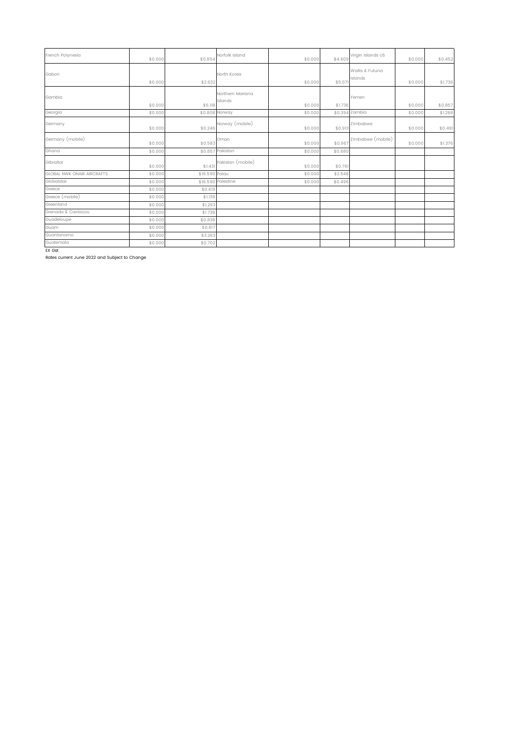| | | | | | | | | |
|---|---|---|---|---|---|---|---|---|
| French Polynesia | $0.000 | $0.854 | Norfolk Island | $0.000 | $4.609 | Virgin Islands US | $0.000 | $0.452 |
| Gabon | $0.000 | $2.632 | North Korea | $0.000 | $5.071 | Wallis & Futuna Islands | $0.000 | $1.736 |
| Gambia | $0.000 | $6.118 | Northern Mariana Islands | $0.000 | $1.736 | Yemen | $0.000 | $0.857 |
| Georgia | $0.000 | $0.808 | Norway | $0.000 | $0.394 | Zambia | $0.000 | $1.268 |
| Germany | $0.000 | $0.246 | Norway (mobile) | $0.000 | $0.913 | Zimbabwe | $0.000 | $0.491 |
| Germany (mobile) | $0.000 | $0.583 | Oman | $0.000 | $0.967 | Zimbabwe (mobile) | $0.000 | $1.376 |
| Ghana | $0.000 | $0.857 | Pakistan | $0.000 | $0.680 | | | |
| Gibraltar | $0.000 | $1.431 | Pakistan (mobile) | $0.000 | $0.761 | | | |
| GLOBAL NWK ONAIR AIRCRAFTS | $0.000 | $16.590 | Palau | $0.000 | $2.548 | | | |
| Globalstar | $0.000 | $16.590 | Palestine | $0.000 | $0.496 | | | |
| Greece | $0.000 | $0.419 | | | | | | |
| Greece (mobile) | $0.000 | $1.139 | | | | | | |
| Greenland | $0.000 | $1.293 | | | | | | |
| Grenada & Carriacou | $0.000 | $1.736 | | | | | | |
| Guadeloupe | $0.000 | $0.838 | | | | | | |
| Guam | $0.000 | $0.817 | | | | | | |
| Guantanamo | $0.000 | $3.263 | | | | | | |
| Guatemala | $0.000 | $0.702 | | | | | | |

EX Gst

Rates current June 2022 and Subject to Change